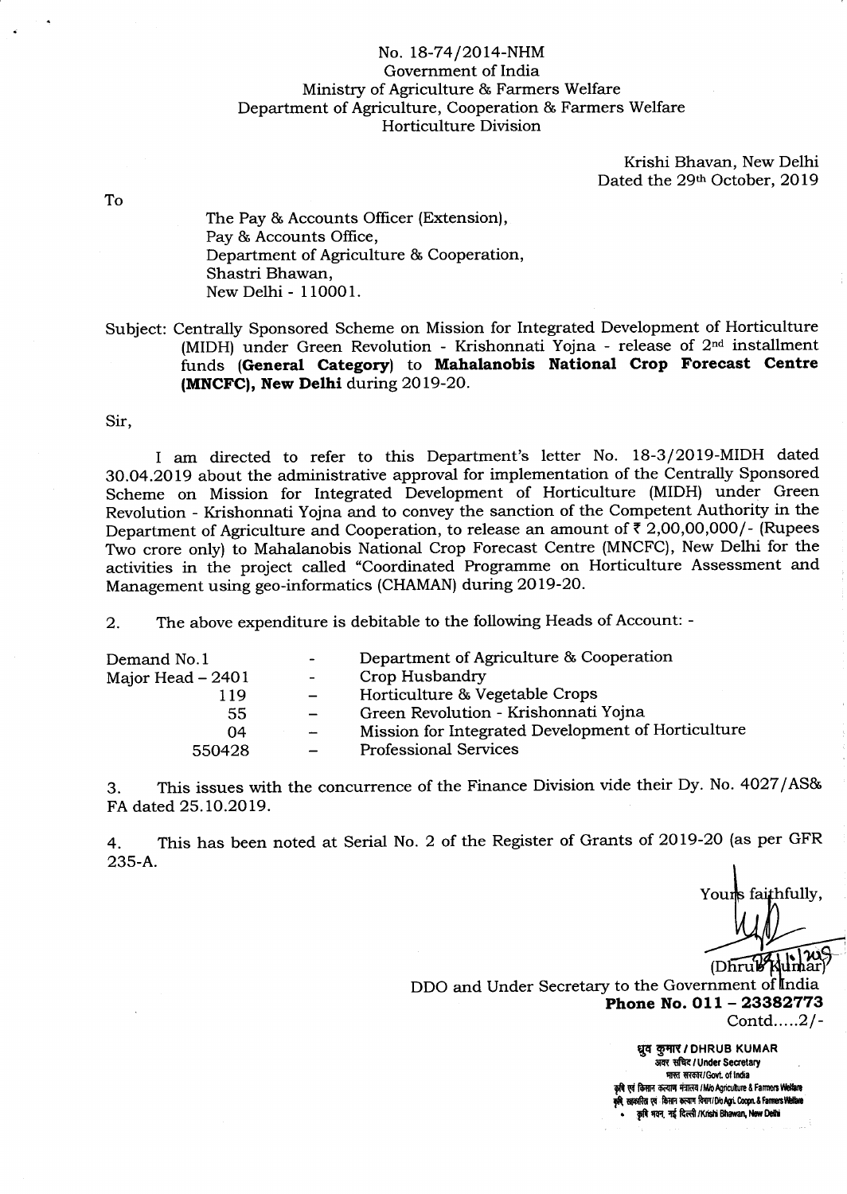No. 18-74/2014-NHM
Government of India
Ministry of Agriculture & Farmers Welfare
Department of Agriculture, Cooperation & Farmers Welfare
Horticulture Division

Krishi Bhavan, New Delhi
Dated the 29th October, 2019

To

The Pay & Accounts Officer (Extension),
Pay & Accounts Office,
Department of Agriculture & Cooperation,
Shastri Bhawan,
New Delhi - 110001.

Subject: Centrally Sponsored Scheme on Mission for Integrated Development of Horticulture (MIDH) under Green Revolution - Krishonnati Yojna - release of 2nd installment funds **(General Category)** to **Mahalanobis National Crop Forecast Centre (MNCFC), New Delhi** during 2019-20.

Sir,

I am directed to refer to this Department's letter No. 18-3/2019-MIDH dated 30.04.2019 about the administrative approval for implementation of the Centrally Sponsored Scheme on Mission for Integrated Development of Horticulture (MIDH) under Green Revolution - Krishonnati Yojna and to convey the sanction of the Competent Authority in the Department of Agriculture and Cooperation, to release an amount of ₹ 2,00,00,000/- (Rupees Two crore only) to Mahalanobis National Crop Forecast Centre (MNCFC), New Delhi for the activities in the project called "Coordinated Programme on Horticulture Assessment and Management using geo-informatics (CHAMAN) during 2019-20.

2. The above expenditure is debitable to the following Heads of Account: -

| | | |
|---|---|---|
| Demand No.1 | - | Department of Agriculture & Cooperation |
| Major Head – 2401 | - | Crop Husbandry |
| 119 | – | Horticulture & Vegetable Crops |
| 55 | – | Green Revolution - Krishonnati Yojna |
| 04 | – | Mission for Integrated Development of Horticulture |
| 550428 | – | Professional Services |

3. This issues with the concurrence of the Finance Division vide their Dy. No. 4027/AS& FA dated 25.10.2019.

4. This has been noted at Serial No. 2 of the Register of Grants of 2019-20 (as per GFR 235-A.

Yours faithfully,

(Dhrub Kumar)
DDO and Under Secretary to the Government of India
**Phone No. 011 – 23382773**

Contd.....2/-

ध्रुव कुमार / DHRUB KUMAR
अवर सचिव / Under Secretary
भारत सरकार / Govt. of India
कृषि एवं किसान कल्याण मंत्रालय / M/o Agriculture & Farmers Welfare
कृषि सहकारिता एवं किसान कल्याण विभाग / D/o Agri. Coopn. & Farmers Welfare
कृषि भवन, नई दिल्ली / Krishi Bhawan, New Delhi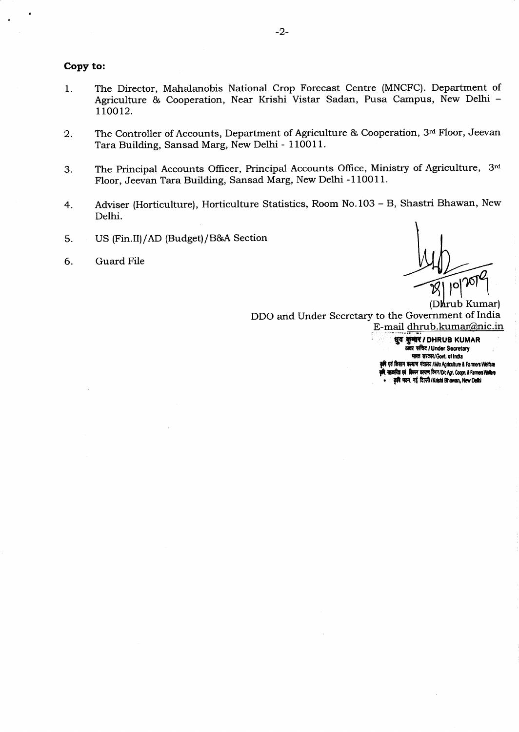**Copy to:**

1. The Director, Mahalanobis National Crop Forecast Centre (MNCFC). Department of Agriculture & Cooperation, Near Krishi Vistar Sadan, Pusa Campus, New Delhi – 110012.

2. The Controller of Accounts, Department of Agriculture & Cooperation, 3rd Floor, Jeevan Tara Building, Sansad Marg, New Delhi - 110011.

3. The Principal Accounts Officer, Principal Accounts Office, Ministry of Agriculture, 3rd Floor, Jeevan Tara Building, Sansad Marg, New Delhi -110011.

4. Adviser (Horticulture), Horticulture Statistics, Room No.103 – B, Shastri Bhawan, New Delhi.

5. US (Fin.II)/AD (Budget)/B&A Section

6. Guard File

28/10/2019

(Dhrub Kumar)
DDO and Under Secretary to the Government of India
E-mail dhrub.kumar@nic.in

ध्रुव कुमार / DHRUB KUMAR
अवर सचिव / Under Secretary
भारत सरकार/Govt. of India
कृषि एवं किसान कल्याण मंत्रालय / M/o Agriculture & Farmers Welfare
कृषि सहकारिता एवं किसान कल्याण विभाग/D/o Agri. Coopn. & Farmers Welfare
कृषि भवन, नई दिल्ली /Krishi Bhawan, New Delhi